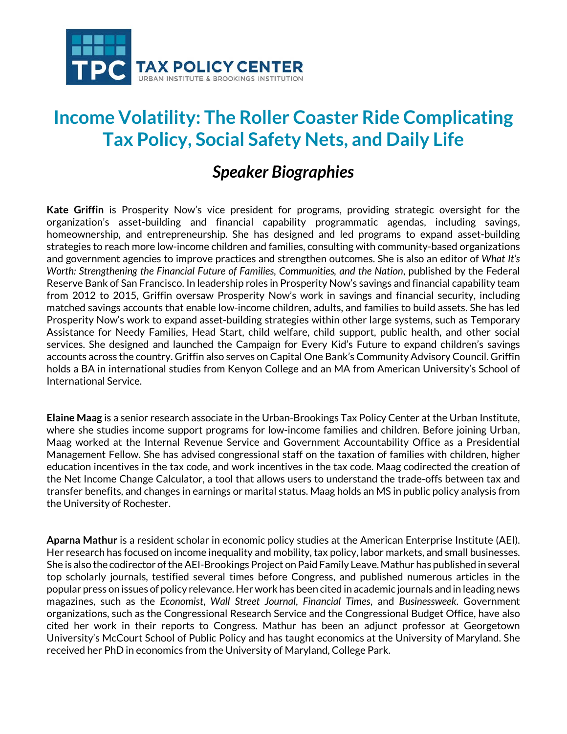TPC TAX POLICY CENTER
URBAN INSTITUTE & BROOKINGS INSTITUTION

# Income Volatility: The Roller Coaster Ride Complicating Tax Policy, Social Safety Nets, and Daily Life

## *Speaker Biographies*

**Kate Griffin** is Prosperity Now's vice president for programs, providing strategic oversight for the organization's asset-building and financial capability programmatic agendas, including savings, homeownership, and entrepreneurship. She has designed and led programs to expand asset-building strategies to reach more low-income children and families, consulting with community-based organizations and government agencies to improve practices and strengthen outcomes. She is also an editor of *What It's Worth: Strengthening the Financial Future of Families, Communities, and the Nation*, published by the Federal Reserve Bank of San Francisco. In leadership roles in Prosperity Now's savings and financial capability team from 2012 to 2015, Griffin oversaw Prosperity Now's work in savings and financial security, including matched savings accounts that enable low-income children, adults, and families to build assets. She has led Prosperity Now's work to expand asset-building strategies within other large systems, such as Temporary Assistance for Needy Families, Head Start, child welfare, child support, public health, and other social services. She designed and launched the Campaign for Every Kid's Future to expand children's savings accounts across the country. Griffin also serves on Capital One Bank's Community Advisory Council. Griffin holds a BA in international studies from Kenyon College and an MA from American University's School of International Service.

**Elaine Maag** is a senior research associate in the Urban-Brookings Tax Policy Center at the Urban Institute, where she studies income support programs for low-income families and children. Before joining Urban, Maag worked at the Internal Revenue Service and Government Accountability Office as a Presidential Management Fellow. She has advised congressional staff on the taxation of families with children, higher education incentives in the tax code, and work incentives in the tax code. Maag codirected the creation of the Net Income Change Calculator, a tool that allows users to understand the trade-offs between tax and transfer benefits, and changes in earnings or marital status. Maag holds an MS in public policy analysis from the University of Rochester.

**Aparna Mathur** is a resident scholar in economic policy studies at the American Enterprise Institute (AEI). Her research has focused on income inequality and mobility, tax policy, labor markets, and small businesses. She is also the codirector of the AEI-Brookings Project on Paid Family Leave. Mathur has published in several top scholarly journals, testified several times before Congress, and published numerous articles in the popular press on issues of policy relevance. Her work has been cited in academic journals and in leading news magazines, such as the *Economist*, *Wall Street Journal*, *Financial Times*, and *Businessweek*. Government organizations, such as the Congressional Research Service and the Congressional Budget Office, have also cited her work in their reports to Congress. Mathur has been an adjunct professor at Georgetown University's McCourt School of Public Policy and has taught economics at the University of Maryland. She received her PhD in economics from the University of Maryland, College Park.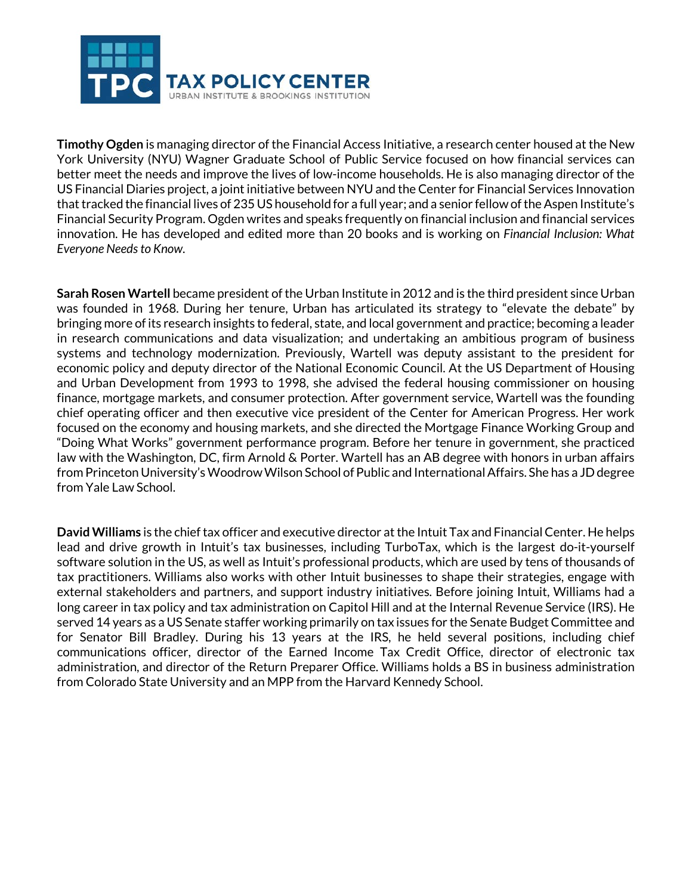**Timothy Ogden** is managing director of the Financial Access Initiative, a research center housed at the New York University (NYU) Wagner Graduate School of Public Service focused on how financial services can better meet the needs and improve the lives of low-income households. He is also managing director of the US Financial Diaries project, a joint initiative between NYU and the Center for Financial Services Innovation that tracked the financial lives of 235 US household for a full year; and a senior fellow of the Aspen Institute's Financial Security Program. Ogden writes and speaks frequently on financial inclusion and financial services innovation. He has developed and edited more than 20 books and is working on *Financial Inclusion: What Everyone Needs to Know*.

**Sarah Rosen Wartell** became president of the Urban Institute in 2012 and is the third president since Urban was founded in 1968. During her tenure, Urban has articulated its strategy to "elevate the debate" by bringing more of its research insights to federal, state, and local government and practice; becoming a leader in research communications and data visualization; and undertaking an ambitious program of business systems and technology modernization. Previously, Wartell was deputy assistant to the president for economic policy and deputy director of the National Economic Council. At the US Department of Housing and Urban Development from 1993 to 1998, she advised the federal housing commissioner on housing finance, mortgage markets, and consumer protection. After government service, Wartell was the founding chief operating officer and then executive vice president of the Center for American Progress. Her work focused on the economy and housing markets, and she directed the Mortgage Finance Working Group and "Doing What Works" government performance program. Before her tenure in government, she practiced law with the Washington, DC, firm Arnold & Porter. Wartell has an AB degree with honors in urban affairs from Princeton University's Woodrow Wilson School of Public and International Affairs. She has a JD degree from Yale Law School.

**David Williams** is the chief tax officer and executive director at the Intuit Tax and Financial Center. He helps lead and drive growth in Intuit's tax businesses, including TurboTax, which is the largest do-it-yourself software solution in the US, as well as Intuit's professional products, which are used by tens of thousands of tax practitioners. Williams also works with other Intuit businesses to shape their strategies, engage with external stakeholders and partners, and support industry initiatives. Before joining Intuit, Williams had a long career in tax policy and tax administration on Capitol Hill and at the Internal Revenue Service (IRS). He served 14 years as a US Senate staffer working primarily on tax issues for the Senate Budget Committee and for Senator Bill Bradley. During his 13 years at the IRS, he held several positions, including chief communications officer, director of the Earned Income Tax Credit Office, director of electronic tax administration, and director of the Return Preparer Office. Williams holds a BS in business administration from Colorado State University and an MPP from the Harvard Kennedy School.